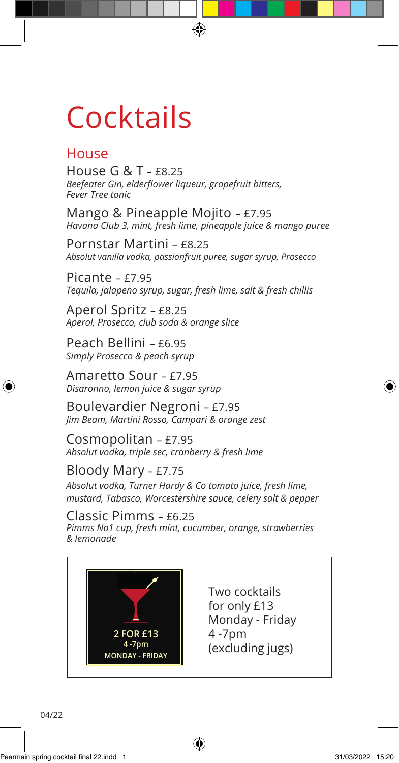# Cocktails

## House

### House G & T – £8.25
*Beefeater Gin, elderflower liqueur, grapefruit bitters, Fever Tree tonic*

### Mango & Pineapple Mojito – £7.95
*Havana Club 3, mint, fresh lime, pineapple juice & mango puree*

### Pornstar Martini – £8.25
*Absolut vanilla vodka, passionfruit puree, sugar syrup, Prosecco*

### Picante – £7.95
*Tequila, jalapeno syrup, sugar, fresh lime, salt & fresh chillis*

### Aperol Spritz – £8.25
*Aperol, Prosecco, club soda & orange slice*

### Peach Bellini – £6.95
*Simply Prosecco & peach syrup*

### Amaretto Sour – £7.95
*Disaronno, lemon juice & sugar syrup*

### Boulevardier Negroni – £7.95
*Jim Beam, Martini Rosso, Campari & orange zest*

### Cosmopolitan – £7.95
*Absolut vodka, triple sec, cranberry & fresh lime*

### Bloody Mary – £7.75
*Absolut vodka, Turner Hardy & Co tomato juice, fresh lime, mustard, Tabasco, Worcestershire sauce, celery salt & pepper*

### Classic Pimms – £6.25
*Pimms No1 cup, fresh mint, cucumber, orange, strawberries & lemonade*

**2 FOR £13**
**4 -7pm**
**MONDAY - FRIDAY**

Two cocktails for only £13 Monday - Friday 4 -7pm (excluding jugs)

04/22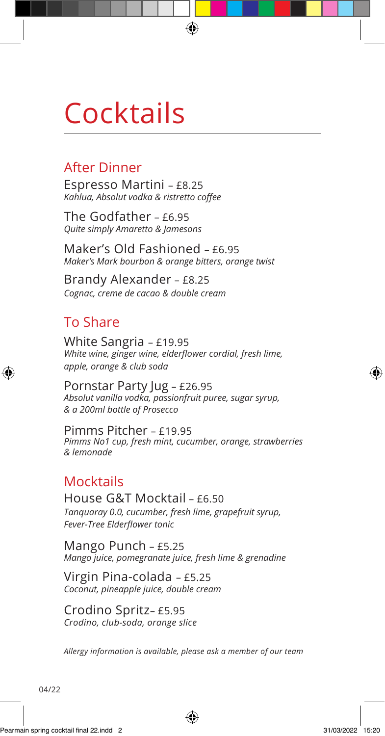# Cocktails

## After Dinner

Espresso Martini – £8.25
*Kahlua, Absolut vodka & ristretto coffee*

The Godfather – £6.95
*Quite simply Amaretto & Jamesons*

Maker's Old Fashioned – £6.95
*Maker's Mark bourbon & orange bitters, orange twist*

Brandy Alexander – £8.25
*Cognac, creme de cacao & double cream*

## To Share

White Sangria – £19.95
*White wine, ginger wine, elderflower cordial, fresh lime, apple, orange & club soda*

Pornstar Party Jug – £26.95
*Absolut vanilla vodka, passionfruit puree, sugar syrup, & a 200ml bottle of Prosecco*

Pimms Pitcher – £19.95
*Pimms No1 cup, fresh mint, cucumber, orange, strawberries & lemonade*

## Mocktails

House G&T Mocktail – £6.50
*Tanquaray 0.0, cucumber, fresh lime, grapefruit syrup, Fever-Tree Elderflower tonic*

Mango Punch – £5.25
*Mango juice, pomegranate juice, fresh lime & grenadine*

Virgin Pina-colada – £5.25
*Coconut, pineapple juice, double cream*

Crodino Spritz– £5.95
*Crodino, club-soda, orange slice*

*Allergy information is available, please ask a member of our team*

04/22